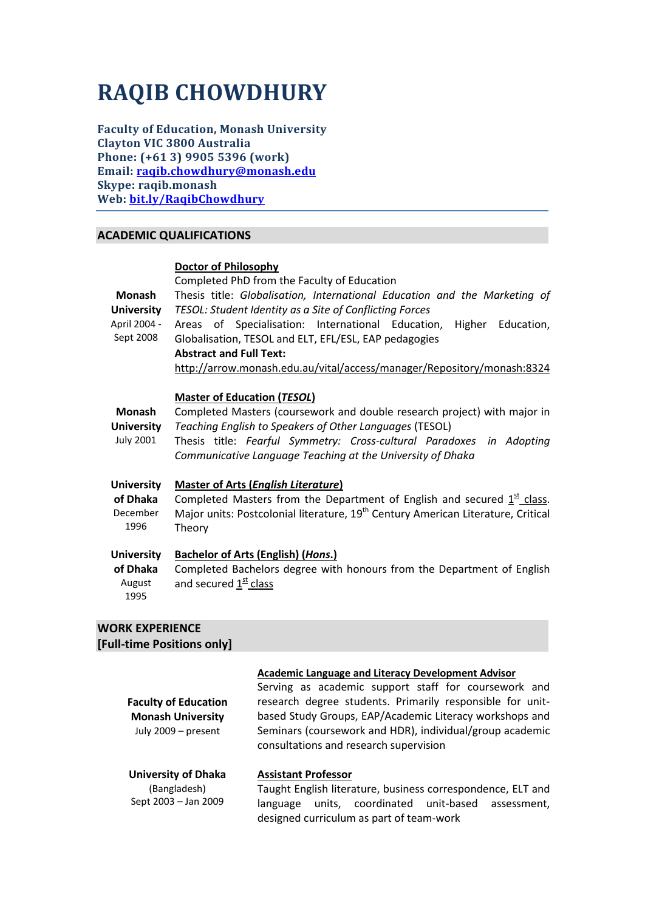# RAQIB CHOWDHURY

**Faculty of Education, Monash University**
**Clayton VIC 3800 Australia**
**Phone: (+61 3) 9905 5396 (work)**
**Email: raqib.chowdhury@monash.edu**
**Skype: raqib.monash**
**Web: bit.ly/RaqibChowdhury**

## ACADEMIC QUALIFICATIONS

**Monash University**
April 2004 - Sept 2008

**Doctor of Philosophy**
Completed PhD from the Faculty of Education
Thesis title: *Globalisation, International Education and the Marketing of TESOL: Student Identity as a Site of Conflicting Forces*
Areas of Specialisation: International Education, Higher Education, Globalisation, TESOL and ELT, EFL/ESL, EAP pedagogies
**Abstract and Full Text:**
http://arrow.monash.edu.au/vital/access/manager/Repository/monash:8324

**Monash University**
July 2001

**Master of Education (*TESOL*)**
Completed Masters (coursework and double research project) with major in *Teaching English to Speakers of Other Languages* (TESOL)
Thesis title: *Fearful Symmetry: Cross-cultural Paradoxes in Adopting Communicative Language Teaching at the University of Dhaka*

**University of Dhaka**
December 1996

**Master of Arts (*English Literature*)**
Completed Masters from the Department of English and secured 1st class. Major units: Postcolonial literature, 19th Century American Literature, Critical Theory

**University of Dhaka**
August 1995

**Bachelor of Arts (English) (*Hons.*)**
Completed Bachelors degree with honours from the Department of English and secured 1st class

## WORK EXPERIENCE [Full-time Positions only]

**Faculty of Education Monash University**
July 2009 – present

**Academic Language and Literacy Development Advisor**
Serving as academic support staff for coursework and research degree students. Primarily responsible for unit-based Study Groups, EAP/Academic Literacy workshops and Seminars (coursework and HDR), individual/group academic consultations and research supervision

**University of Dhaka**
(Bangladesh)
Sept 2003 – Jan 2009

**Assistant Professor**
Taught English literature, business correspondence, ELT and language units, coordinated unit-based assessment, designed curriculum as part of team-work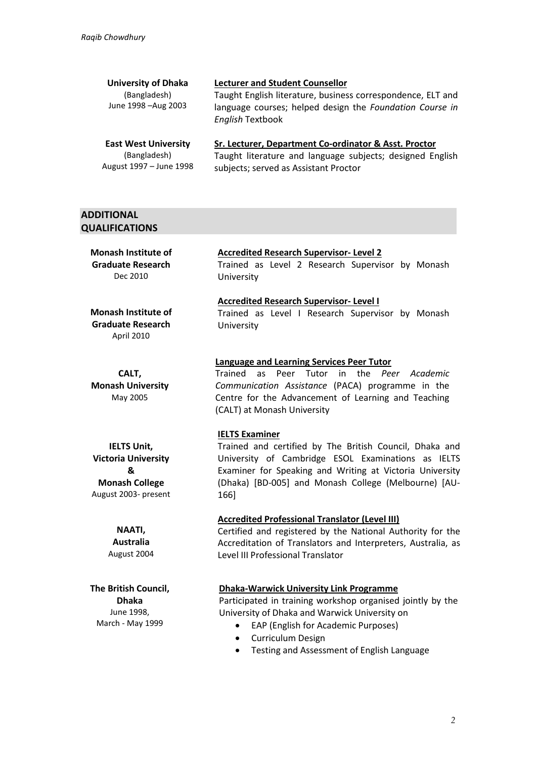**University of Dhaka**
(Bangladesh)
June 1998 –Aug 2003

**Lecturer and Student Counsellor**
Taught English literature, business correspondence, ELT and language courses; helped design the *Foundation Course in English* Textbook

**East West University**
(Bangladesh)
August 1997 – June 1998

**Sr. Lecturer, Department Co-ordinator & Asst. Proctor**
Taught literature and language subjects; designed English subjects; served as Assistant Proctor

## ADDITIONAL QUALIFICATIONS

**Monash Institute of Graduate Research**
Dec 2010

**Accredited Research Supervisor- Level 2**
Trained as Level 2 Research Supervisor by Monash University

**Monash Institute of Graduate Research**
April 2010

**Accredited Research Supervisor- Level I**
Trained as Level I Research Supervisor by Monash University

**CALT, Monash University**
May 2005

**Language and Learning Services Peer Tutor**
Trained as Peer Tutor in the *Peer Academic Communication Assistance* (PACA) programme in the Centre for the Advancement of Learning and Teaching (CALT) at Monash University

**IELTS Unit, Victoria University & Monash College**
August 2003- present

**IELTS Examiner**
Trained and certified by The British Council, Dhaka and University of Cambridge ESOL Examinations as IELTS Examiner for Speaking and Writing at Victoria University (Dhaka) [BD-005] and Monash College (Melbourne) [AU-166]

**NAATI, Australia**
August 2004

**Accredited Professional Translator (Level III)**
Certified and registered by the National Authority for the Accreditation of Translators and Interpreters, Australia, as Level III Professional Translator

**The British Council, Dhaka**
June 1998,
March - May 1999

**Dhaka-Warwick University Link Programme**
Participated in training workshop organised jointly by the University of Dhaka and Warwick University on

- EAP (English for Academic Purposes)
- Curriculum Design
- Testing and Assessment of English Language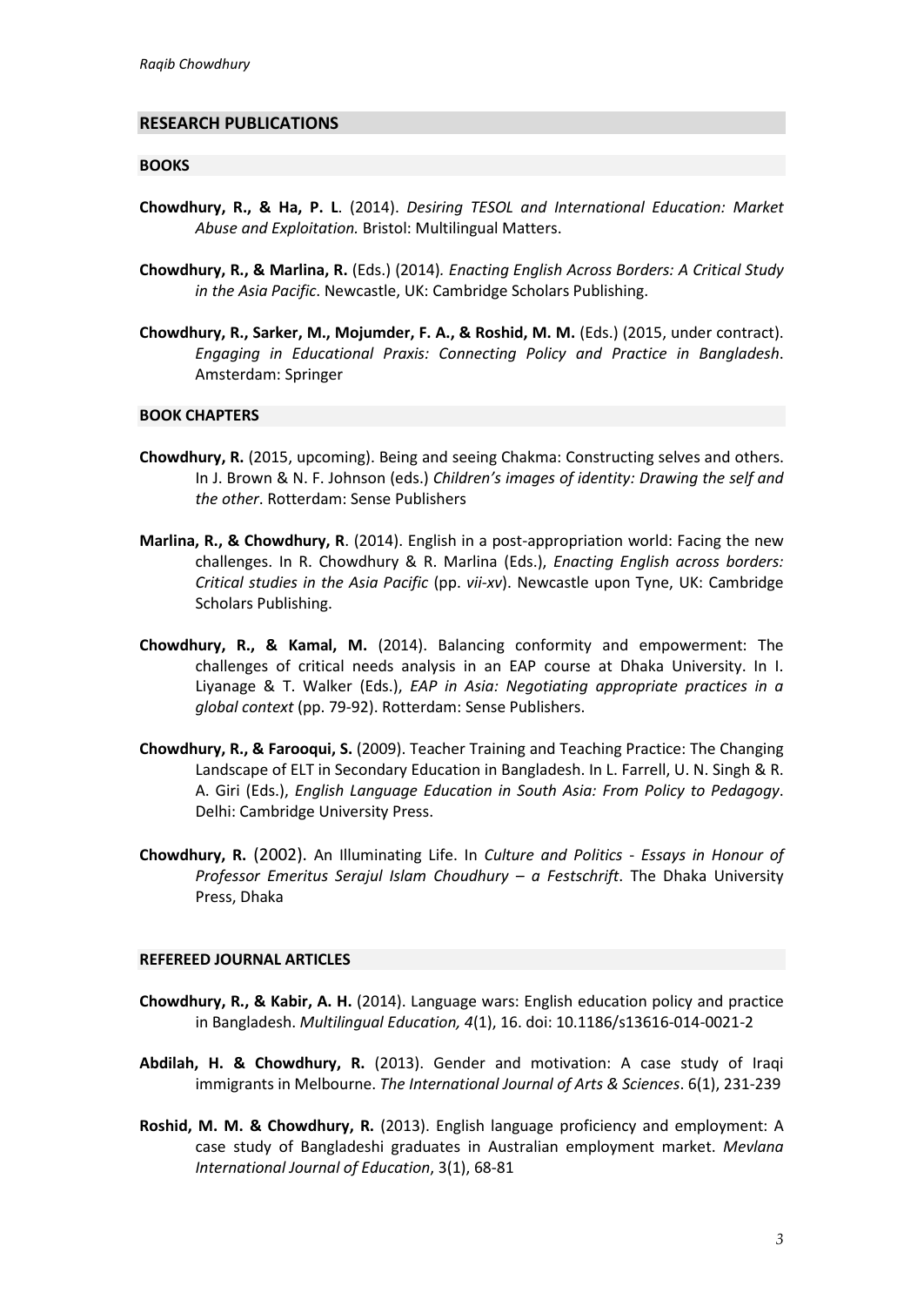## RESEARCH PUBLICATIONS

### BOOKS

**Chowdhury, R., & Ha, P. L**. (2014). *Desiring TESOL and International Education: Market Abuse and Exploitation.* Bristol: Multilingual Matters.

**Chowdhury, R., & Marlina, R.** (Eds.) (2014)*. Enacting English Across Borders: A Critical Study in the Asia Pacific*. Newcastle, UK: Cambridge Scholars Publishing.

**Chowdhury, R., Sarker, M., Mojumder, F. A., & Roshid, M. M.** (Eds.) (2015, under contract). *Engaging in Educational Praxis: Connecting Policy and Practice in Bangladesh*. Amsterdam: Springer

### BOOK CHAPTERS

**Chowdhury, R.** (2015, upcoming). Being and seeing Chakma: Constructing selves and others. In J. Brown & N. F. Johnson (eds.) *Children's images of identity: Drawing the self and the other*. Rotterdam: Sense Publishers

**Marlina, R., & Chowdhury, R**. (2014). English in a post-appropriation world: Facing the new challenges. In R. Chowdhury & R. Marlina (Eds.), *Enacting English across borders: Critical studies in the Asia Pacific* (pp. *vii-xv*). Newcastle upon Tyne, UK: Cambridge Scholars Publishing.

**Chowdhury, R., & Kamal, M.** (2014). Balancing conformity and empowerment: The challenges of critical needs analysis in an EAP course at Dhaka University. In I. Liyanage & T. Walker (Eds.), *EAP in Asia: Negotiating appropriate practices in a global context* (pp. 79-92). Rotterdam: Sense Publishers.

**Chowdhury, R., & Farooqui, S.** (2009). Teacher Training and Teaching Practice: The Changing Landscape of ELT in Secondary Education in Bangladesh. In L. Farrell, U. N. Singh & R. A. Giri (Eds.), *English Language Education in South Asia: From Policy to Pedagogy*. Delhi: Cambridge University Press.

**Chowdhury, R.** (2002). An Illuminating Life. In *Culture and Politics - Essays in Honour of Professor Emeritus Serajul Islam Choudhury – a Festschrift*. The Dhaka University Press, Dhaka

### REFEREED JOURNAL ARTICLES

**Chowdhury, R., & Kabir, A. H.** (2014). Language wars: English education policy and practice in Bangladesh. *Multilingual Education, 4*(1), 16. doi: 10.1186/s13616-014-0021-2

**Abdilah, H. & Chowdhury, R.** (2013). Gender and motivation: A case study of Iraqi immigrants in Melbourne. *The International Journal of Arts & Sciences*. 6(1), 231-239

**Roshid, M. M. & Chowdhury, R.** (2013). English language proficiency and employment: A case study of Bangladeshi graduates in Australian employment market. *Mevlana International Journal of Education*, 3(1), 68-81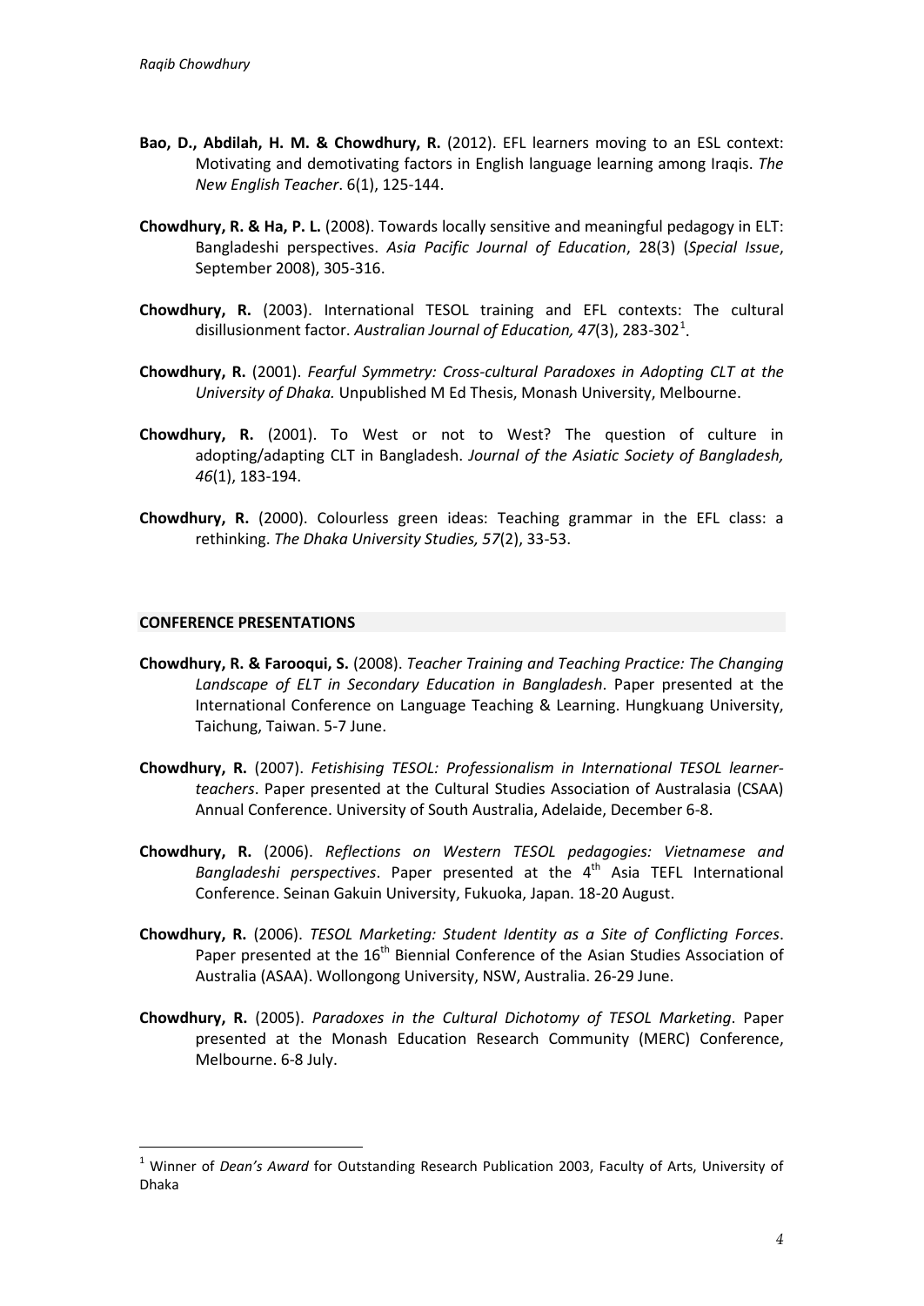**Bao, D., Abdilah, H. M. & Chowdhury, R.** (2012). EFL learners moving to an ESL context: Motivating and demotivating factors in English language learning among Iraqis. *The New English Teacher*. 6(1), 125-144.

**Chowdhury, R. & Ha, P. L.** (2008). Towards locally sensitive and meaningful pedagogy in ELT: Bangladeshi perspectives. *Asia Pacific Journal of Education*, 28(3) (*Special Issue*, September 2008), 305-316.

**Chowdhury, R.** (2003). International TESOL training and EFL contexts: The cultural disillusionment factor. *Australian Journal of Education, 47*(3), 283-302[1].

**Chowdhury, R.** (2001). *Fearful Symmetry: Cross-cultural Paradoxes in Adopting CLT at the University of Dhaka.* Unpublished M Ed Thesis, Monash University, Melbourne.

**Chowdhury, R.** (2001). To West or not to West? The question of culture in adopting/adapting CLT in Bangladesh. *Journal of the Asiatic Society of Bangladesh, 46*(1), 183-194.

**Chowdhury, R.** (2000). Colourless green ideas: Teaching grammar in the EFL class: a rethinking. *The Dhaka University Studies, 57*(2), 33-53.

## CONFERENCE PRESENTATIONS

**Chowdhury, R. & Farooqui, S.** (2008). *Teacher Training and Teaching Practice: The Changing Landscape of ELT in Secondary Education in Bangladesh*. Paper presented at the International Conference on Language Teaching & Learning. Hungkuang University, Taichung, Taiwan. 5-7 June.

**Chowdhury, R.** (2007). *Fetishising TESOL: Professionalism in International TESOL learner-teachers*. Paper presented at the Cultural Studies Association of Australasia (CSAA) Annual Conference. University of South Australia, Adelaide, December 6-8.

**Chowdhury, R.** (2006). *Reflections on Western TESOL pedagogies: Vietnamese and Bangladeshi perspectives*. Paper presented at the 4th Asia TEFL International Conference. Seinan Gakuin University, Fukuoka, Japan. 18-20 August.

**Chowdhury, R.** (2006). *TESOL Marketing: Student Identity as a Site of Conflicting Forces*. Paper presented at the 16th Biennial Conference of the Asian Studies Association of Australia (ASAA). Wollongong University, NSW, Australia. 26-29 June.

**Chowdhury, R.** (2005). *Paradoxes in the Cultural Dichotomy of TESOL Marketing*. Paper presented at the Monash Education Research Community (MERC) Conference, Melbourne. 6-8 July.

---

[1] Winner of *Dean's Award* for Outstanding Research Publication 2003, Faculty of Arts, University of Dhaka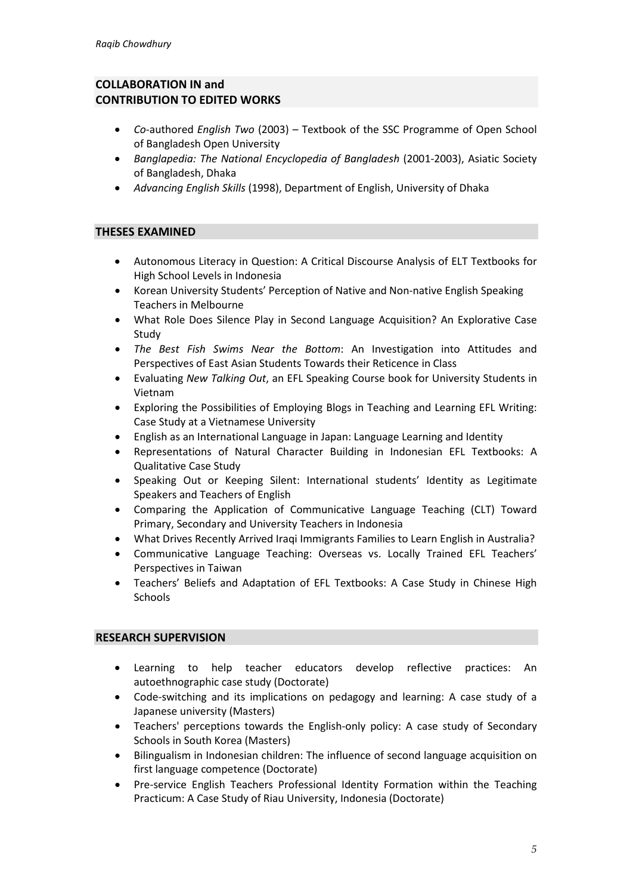## COLLABORATION IN and CONTRIBUTION TO EDITED WORKS

- *Co*-authored *English Two* (2003) – Textbook of the SSC Programme of Open School of Bangladesh Open University
- *Banglapedia: The National Encyclopedia of Bangladesh* (2001-2003), Asiatic Society of Bangladesh, Dhaka
- *Advancing English Skills* (1998), Department of English, University of Dhaka

## THESES EXAMINED

- Autonomous Literacy in Question: A Critical Discourse Analysis of ELT Textbooks for High School Levels in Indonesia
- Korean University Students' Perception of Native and Non-native English Speaking Teachers in Melbourne
- What Role Does Silence Play in Second Language Acquisition? An Explorative Case Study
- *The Best Fish Swims Near the Bottom*: An Investigation into Attitudes and Perspectives of East Asian Students Towards their Reticence in Class
- Evaluating *New Talking Out*, an EFL Speaking Course book for University Students in Vietnam
- Exploring the Possibilities of Employing Blogs in Teaching and Learning EFL Writing: Case Study at a Vietnamese University
- English as an International Language in Japan: Language Learning and Identity
- Representations of Natural Character Building in Indonesian EFL Textbooks: A Qualitative Case Study
- Speaking Out or Keeping Silent: International students' Identity as Legitimate Speakers and Teachers of English
- Comparing the Application of Communicative Language Teaching (CLT) Toward Primary, Secondary and University Teachers in Indonesia
- What Drives Recently Arrived Iraqi Immigrants Families to Learn English in Australia?
- Communicative Language Teaching: Overseas vs. Locally Trained EFL Teachers' Perspectives in Taiwan
- Teachers' Beliefs and Adaptation of EFL Textbooks: A Case Study in Chinese High Schools

## RESEARCH SUPERVISION

- Learning to help teacher educators develop reflective practices: An autoethnographic case study (Doctorate)
- Code-switching and its implications on pedagogy and learning: A case study of a Japanese university (Masters)
- Teachers' perceptions towards the English-only policy: A case study of Secondary Schools in South Korea (Masters)
- Bilingualism in Indonesian children: The influence of second language acquisition on first language competence (Doctorate)
- Pre-service English Teachers Professional Identity Formation within the Teaching Practicum: A Case Study of Riau University, Indonesia (Doctorate)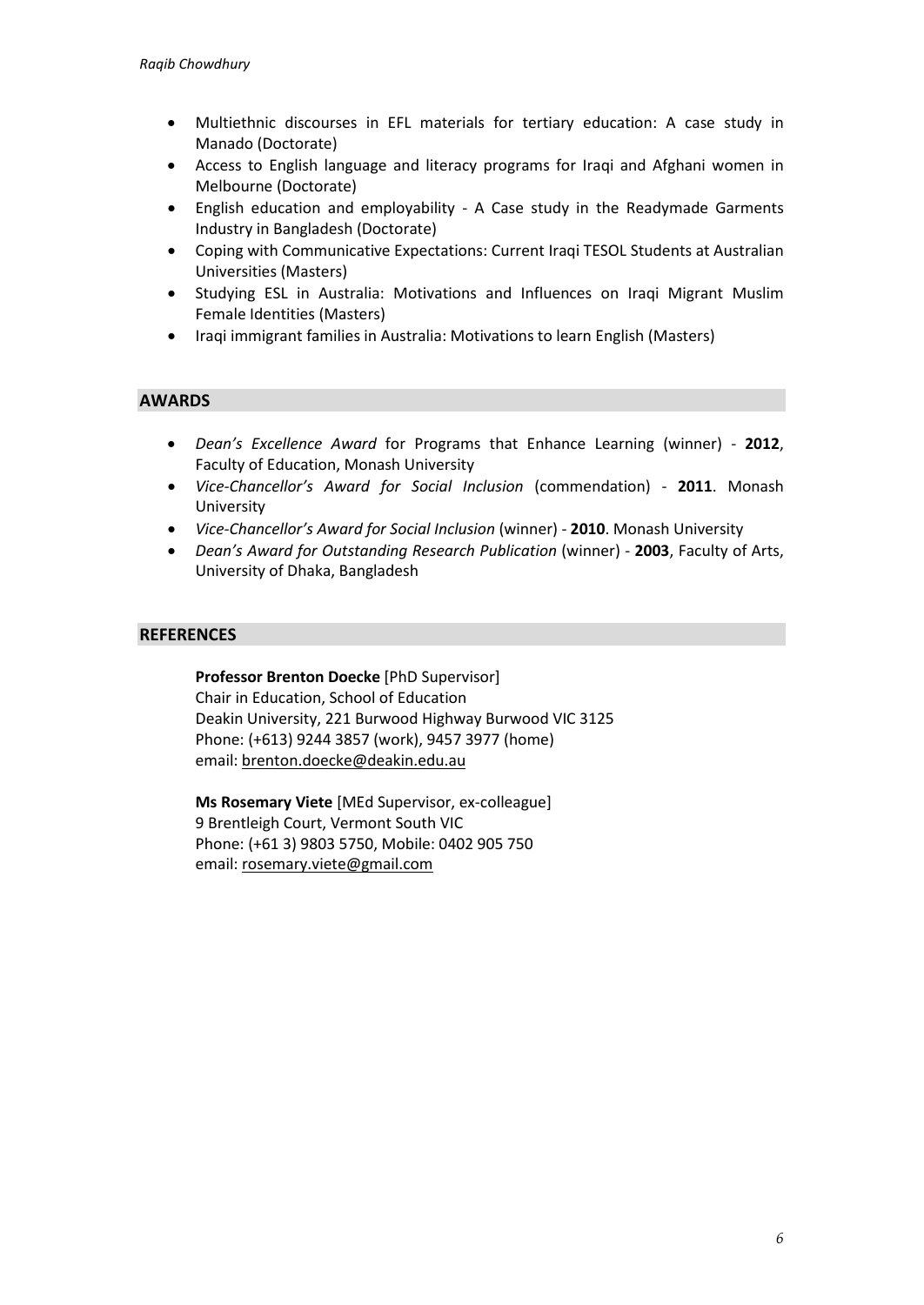- Multiethnic discourses in EFL materials for tertiary education: A case study in Manado (Doctorate)
- Access to English language and literacy programs for Iraqi and Afghani women in Melbourne (Doctorate)
- English education and employability - A Case study in the Readymade Garments Industry in Bangladesh (Doctorate)
- Coping with Communicative Expectations: Current Iraqi TESOL Students at Australian Universities (Masters)
- Studying ESL in Australia: Motivations and Influences on Iraqi Migrant Muslim Female Identities (Masters)
- Iraqi immigrant families in Australia: Motivations to learn English (Masters)

## AWARDS

- *Dean's Excellence Award* for Programs that Enhance Learning (winner) - **2012**, Faculty of Education, Monash University
- *Vice-Chancellor's Award for Social Inclusion* (commendation) - **2011**. Monash University
- *Vice-Chancellor's Award for Social Inclusion* (winner) - **2010**. Monash University
- *Dean's Award for Outstanding Research Publication* (winner) - **2003**, Faculty of Arts, University of Dhaka, Bangladesh

## REFERENCES

**Professor Brenton Doecke** [PhD Supervisor]
Chair in Education, School of Education
Deakin University, 221 Burwood Highway Burwood VIC 3125
Phone: (+613) 9244 3857 (work), 9457 3977 (home)
email: brenton.doecke@deakin.edu.au

**Ms Rosemary Viete** [MEd Supervisor, ex-colleague]
9 Brentleigh Court, Vermont South VIC
Phone: (+61 3) 9803 5750, Mobile: 0402 905 750
email: rosemary.viete@gmail.com